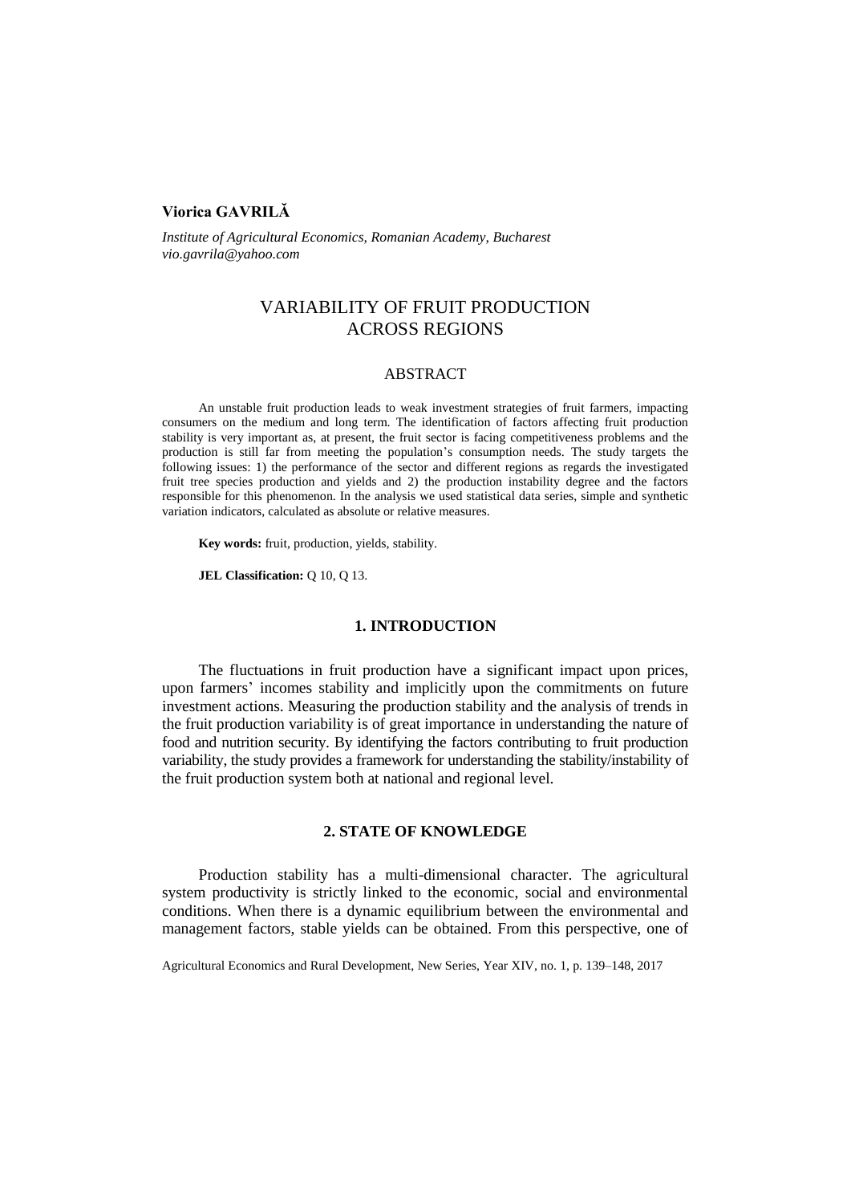**Viorica GAVRILĂ**

*Institute of Agricultural Economics, Romanian Academy, Bucharest*
*vio.gavrila@yahoo.com*

# VARIABILITY OF FRUIT PRODUCTION ACROSS REGIONS

## ABSTRACT

An unstable fruit production leads to weak investment strategies of fruit farmers, impacting consumers on the medium and long term. The identification of factors affecting fruit production stability is very important as, at present, the fruit sector is facing competitiveness problems and the production is still far from meeting the population's consumption needs. The study targets the following issues: 1) the performance of the sector and different regions as regards the investigated fruit tree species production and yields and 2) the production instability degree and the factors responsible for this phenomenon. In the analysis we used statistical data series, simple and synthetic variation indicators, calculated as absolute or relative measures.

**Key words:** fruit, production, yields, stability.

**JEL Classification:** Q 10, Q 13.

## 1. INTRODUCTION

The fluctuations in fruit production have a significant impact upon prices, upon farmers' incomes stability and implicitly upon the commitments on future investment actions. Measuring the production stability and the analysis of trends in the fruit production variability is of great importance in understanding the nature of food and nutrition security. By identifying the factors contributing to fruit production variability, the study provides a framework for understanding the stability/instability of the fruit production system both at national and regional level.

## 2. STATE OF KNOWLEDGE

Production stability has a multi-dimensional character. The agricultural system productivity is strictly linked to the economic, social and environmental conditions. When there is a dynamic equilibrium between the environmental and management factors, stable yields can be obtained. From this perspective, one of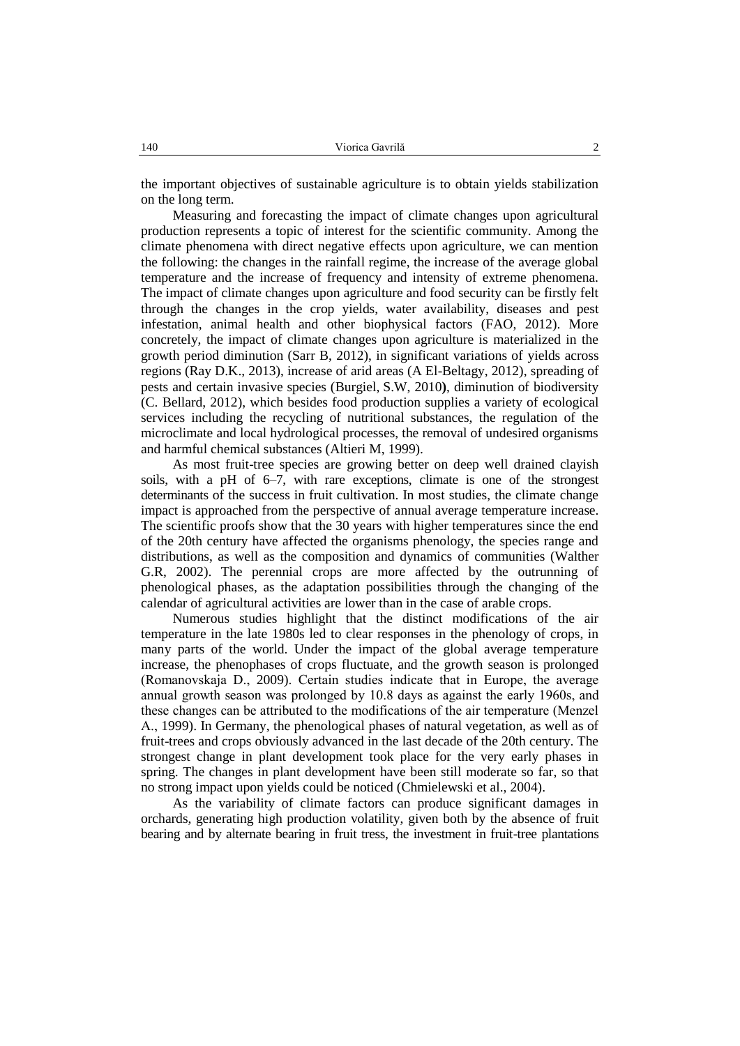the important objectives of sustainable agriculture is to obtain yields stabilization on the long term.

Measuring and forecasting the impact of climate changes upon agricultural production represents a topic of interest for the scientific community. Among the climate phenomena with direct negative effects upon agriculture, we can mention the following: the changes in the rainfall regime, the increase of the average global temperature and the increase of frequency and intensity of extreme phenomena. The impact of climate changes upon agriculture and food security can be firstly felt through the changes in the crop yields, water availability, diseases and pest infestation, animal health and other biophysical factors (FAO, 2012). More concretely, the impact of climate changes upon agriculture is materialized in the growth period diminution (Sarr B, 2012), in significant variations of yields across regions (Ray D.K., 2013), increase of arid areas (A El-Beltagy, 2012), spreading of pests and certain invasive species (Burgiel, S.W, 2010**)**, diminution of biodiversity (C. Bellard, 2012), which besides food production supplies a variety of ecological services including the recycling of nutritional substances, the regulation of the microclimate and local hydrological processes, the removal of undesired organisms and harmful chemical substances (Altieri M, 1999).

As most fruit-tree species are growing better on deep well drained clayish soils, with a pH of 6–7, with rare exceptions, climate is one of the strongest determinants of the success in fruit cultivation. In most studies, the climate change impact is approached from the perspective of annual average temperature increase. The scientific proofs show that the 30 years with higher temperatures since the end of the 20th century have affected the organisms phenology, the species range and distributions, as well as the composition and dynamics of communities (Walther G.R, 2002). The perennial crops are more affected by the outrunning of phenological phases, as the adaptation possibilities through the changing of the calendar of agricultural activities are lower than in the case of arable crops.

Numerous studies highlight that the distinct modifications of the air temperature in the late 1980s led to clear responses in the phenology of crops, in many parts of the world. Under the impact of the global average temperature increase, the phenophases of crops fluctuate, and the growth season is prolonged (Romanovskaja D., 2009). Certain studies indicate that in Europe, the average annual growth season was prolonged by 10.8 days as against the early 1960s, and these changes can be attributed to the modifications of the air temperature (Menzel A., 1999). In Germany, the phenological phases of natural vegetation, as well as of fruit-trees and crops obviously advanced in the last decade of the 20th century. The strongest change in plant development took place for the very early phases in spring. The changes in plant development have been still moderate so far, so that no strong impact upon yields could be noticed (Chmielewski et al., 2004).

As the variability of climate factors can produce significant damages in orchards, generating high production volatility, given both by the absence of fruit bearing and by alternate bearing in fruit tress, the investment in fruit-tree plantations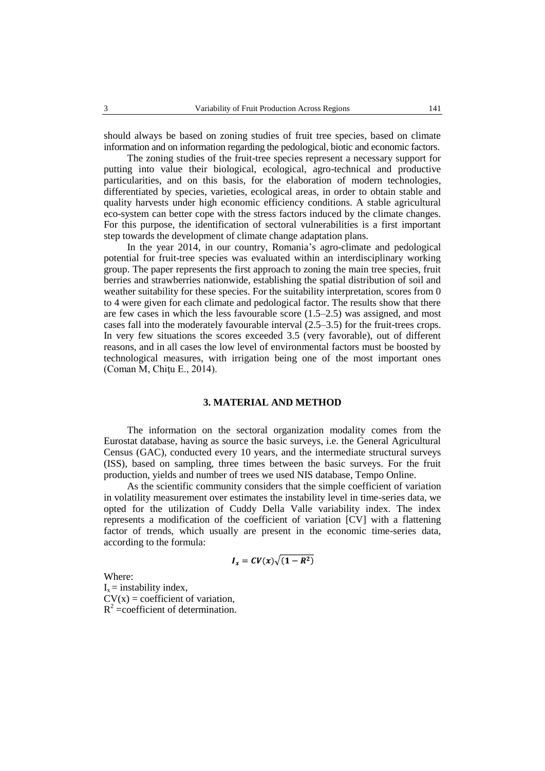should always be based on zoning studies of fruit tree species, based on climate information and on information regarding the pedological, biotic and economic factors.

The zoning studies of the fruit-tree species represent a necessary support for putting into value their biological, ecological, agro-technical and productive particularities, and on this basis, for the elaboration of modern technologies, differentiated by species, varieties, ecological areas, in order to obtain stable and quality harvests under high economic efficiency conditions. A stable agricultural eco-system can better cope with the stress factors induced by the climate changes. For this purpose, the identification of sectoral vulnerabilities is a first important step towards the development of climate change adaptation plans.

In the year 2014, in our country, Romania's agro-climate and pedological potential for fruit-tree species was evaluated within an interdisciplinary working group. The paper represents the first approach to zoning the main tree species, fruit berries and strawberries nationwide, establishing the spatial distribution of soil and weather suitability for these species. For the suitability interpretation, scores from 0 to 4 were given for each climate and pedological factor. The results show that there are few cases in which the less favourable score (1.5–2.5) was assigned, and most cases fall into the moderately favourable interval (2.5–3.5) for the fruit-trees crops. In very few situations the scores exceeded 3.5 (very favorable), out of different reasons, and in all cases the low level of environmental factors must be boosted by technological measures, with irrigation being one of the most important ones (Coman M, Chițu E., 2014).

## 3. MATERIAL AND METHOD

The information on the sectoral organization modality comes from the Eurostat database, having as source the basic surveys, i.e. the General Agricultural Census (GAC), conducted every 10 years, and the intermediate structural surveys (ISS), based on sampling, three times between the basic surveys. For the fruit production, yields and number of trees we used NIS database, Tempo Online.

As the scientific community considers that the simple coefficient of variation in volatility measurement over estimates the instability level in time-series data, we opted for the utilization of Cuddy Della Valle variability index. The index represents a modification of the coefficient of variation [CV] with a flattening factor of trends, which usually are present in the economic time-series data, according to the formula:

$$\boldsymbol{I_x = CV(x)\sqrt{(1-R^2)}}$$

Where:
$I_x$ = instability index,
$CV(x)$ = coefficient of variation,
$R^2$ =coefficient of determination.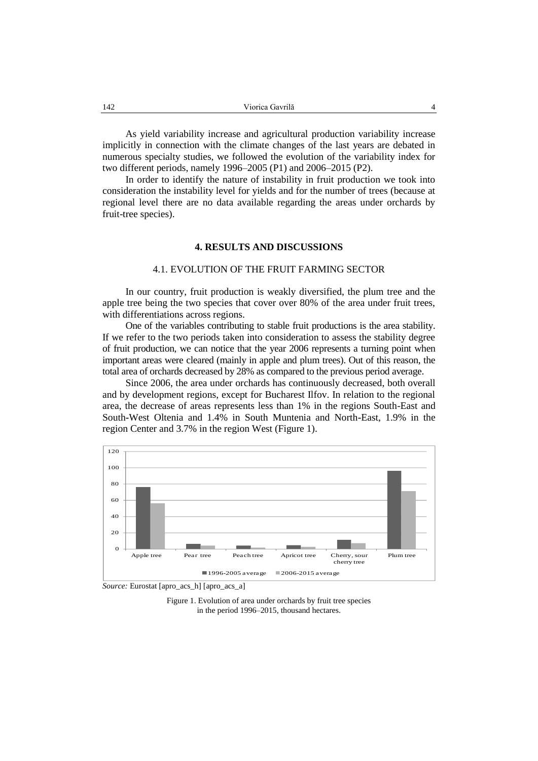As yield variability increase and agricultural production variability increase implicitly in connection with the climate changes of the last years are debated in numerous specialty studies, we followed the evolution of the variability index for two different periods, namely 1996–2005 (P1) and 2006–2015 (P2).

In order to identify the nature of instability in fruit production we took into consideration the instability level for yields and for the number of trees (because at regional level there are no data available regarding the areas under orchards by fruit-tree species).

## 4. RESULTS AND DISCUSSIONS

### 4.1. EVOLUTION OF THE FRUIT FARMING SECTOR

In our country, fruit production is weakly diversified, the plum tree and the apple tree being the two species that cover over 80% of the area under fruit trees, with differentiations across regions.

One of the variables contributing to stable fruit productions is the area stability. If we refer to the two periods taken into consideration to assess the stability degree of fruit production, we can notice that the year 2006 represents a turning point when important areas were cleared (mainly in apple and plum trees). Out of this reason, the total area of orchards decreased by 28% as compared to the previous period average.

Since 2006, the area under orchards has continuously decreased, both overall and by development regions, except for Bucharest Ilfov. In relation to the regional area, the decrease of areas represents less than 1% in the regions South-East and South-West Oltenia and 1.4% in South Muntenia and North-East, 1.9% in the region Center and 3.7% in the region West (Figure 1).

*Source:* Eurostat [apro_acs_h] [apro_acs_a]

Figure 1. Evolution of area under orchards by fruit tree species in the period 1996–2015, thousand hectares.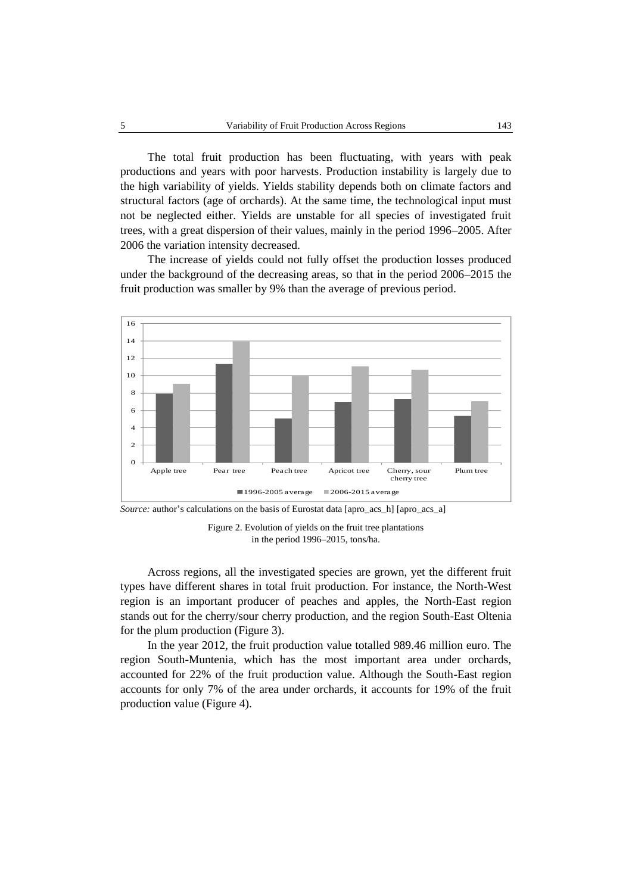The total fruit production has been fluctuating, with years with peak productions and years with poor harvests. Production instability is largely due to the high variability of yields. Yields stability depends both on climate factors and structural factors (age of orchards). At the same time, the technological input must not be neglected either. Yields are unstable for all species of investigated fruit trees, with a great dispersion of their values, mainly in the period 1996–2005. After 2006 the variation intensity decreased.

The increase of yields could not fully offset the production losses produced under the background of the decreasing areas, so that in the period 2006–2015 the fruit production was smaller by 9% than the average of previous period.

*Source:* author's calculations on the basis of Eurostat data [apro_acs_h] [apro_acs_a]

Figure 2. Evolution of yields on the fruit tree plantations in the period 1996–2015, tons/ha.

Across regions, all the investigated species are grown, yet the different fruit types have different shares in total fruit production. For instance, the North-West region is an important producer of peaches and apples, the North-East region stands out for the cherry/sour cherry production, and the region South-East Oltenia for the plum production (Figure 3).

In the year 2012, the fruit production value totalled 989.46 million euro. The region South-Muntenia, which has the most important area under orchards, accounted for 22% of the fruit production value. Although the South-East region accounts for only 7% of the area under orchards, it accounts for 19% of the fruit production value (Figure 4).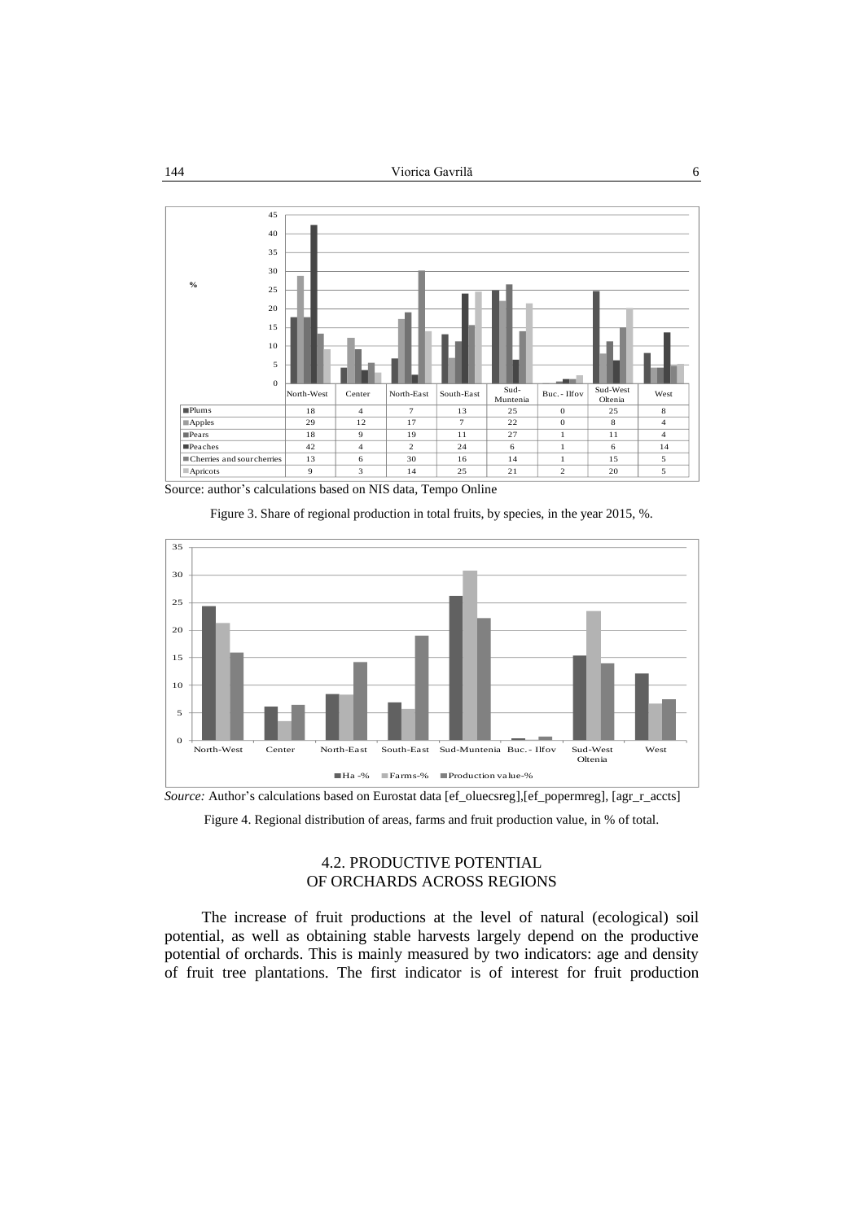| | North-West | Center | North-East | South-East | Sud-Muntenia | Buc. - Ilfov | Sud-West Oltenia | West |
|---|---|---|---|---|---|---|---|---|
| Plums | 18 | 4 | 7 | 13 | 25 | 0 | 25 | 8 |
| Apples | 29 | 12 | 17 | 7 | 22 | 0 | 8 | 4 |
| Pears | 18 | 9 | 19 | 11 | 27 | 1 | 11 | 4 |
| Peaches | 42 | 4 | 2 | 24 | 6 | 1 | 6 | 14 |
| Cherries and sour cherries | 13 | 6 | 30 | 16 | 14 | 1 | 15 | 5 |
| Apricots | 9 | 3 | 14 | 25 | 21 | 2 | 20 | 5 |

Source: author's calculations based on NIS data, Tempo Online

Figure 3. Share of regional production in total fruits, by species, in the year 2015, %.

*Source:* Author's calculations based on Eurostat data [ef_oluecsreg],[ef_popermreg], [agr_r_accts]

Figure 4. Regional distribution of areas, farms and fruit production value, in % of total.

## 4.2. PRODUCTIVE POTENTIAL OF ORCHARDS ACROSS REGIONS

The increase of fruit productions at the level of natural (ecological) soil potential, as well as obtaining stable harvests largely depend on the productive potential of orchards. This is mainly measured by two indicators: age and density of fruit tree plantations. The first indicator is of interest for fruit production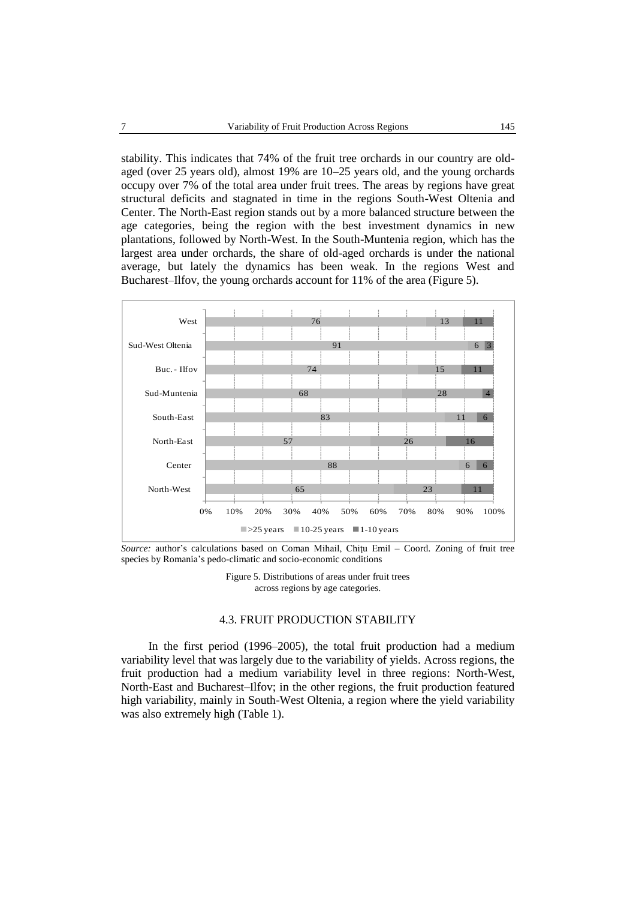stability. This indicates that 74% of the fruit tree orchards in our country are old-aged (over 25 years old), almost 19% are 10–25 years old, and the young orchards occupy over 7% of the total area under fruit trees. The areas by regions have great structural deficits and stagnated in time in the regions South-West Oltenia and Center. The North-East region stands out by a more balanced structure between the age categories, being the region with the best investment dynamics in new plantations, followed by North-West. In the South-Muntenia region, which has the largest area under orchards, the share of old-aged orchards is under the national average, but lately the dynamics has been weak. In the regions West and Bucharest–Ilfov, the young orchards account for 11% of the area (Figure 5).

| Region | >25 years | 10-25 years | 1-10 years |
|---|---|---|---|
| West | 76 | 13 | 11 |
| Sud-West Oltenia | 91 | 6 | 3 |
| Buc. - Ilfov | 74 | 15 | 11 |
| Sud-Muntenia | 68 | 28 | 4 |
| South-East | 83 | 11 | 6 |
| North-East | 57 | 26 | 16 |
| Center | 88 | 6 | 6 |
| North-West | 65 | 23 | 11 |

*Source:* author's calculations based on Coman Mihail, Chițu Emil – Coord. Zoning of fruit tree species by Romania's pedo-climatic and socio-economic conditions

Figure 5. Distributions of areas under fruit trees across regions by age categories.

### 4.3. FRUIT PRODUCTION STABILITY

In the first period (1996–2005), the total fruit production had a medium variability level that was largely due to the variability of yields. Across regions, the fruit production had a medium variability level in three regions: North-West, North-East and Bucharest–Ilfov; in the other regions, the fruit production featured high variability, mainly in South-West Oltenia, a region where the yield variability was also extremely high (Table 1).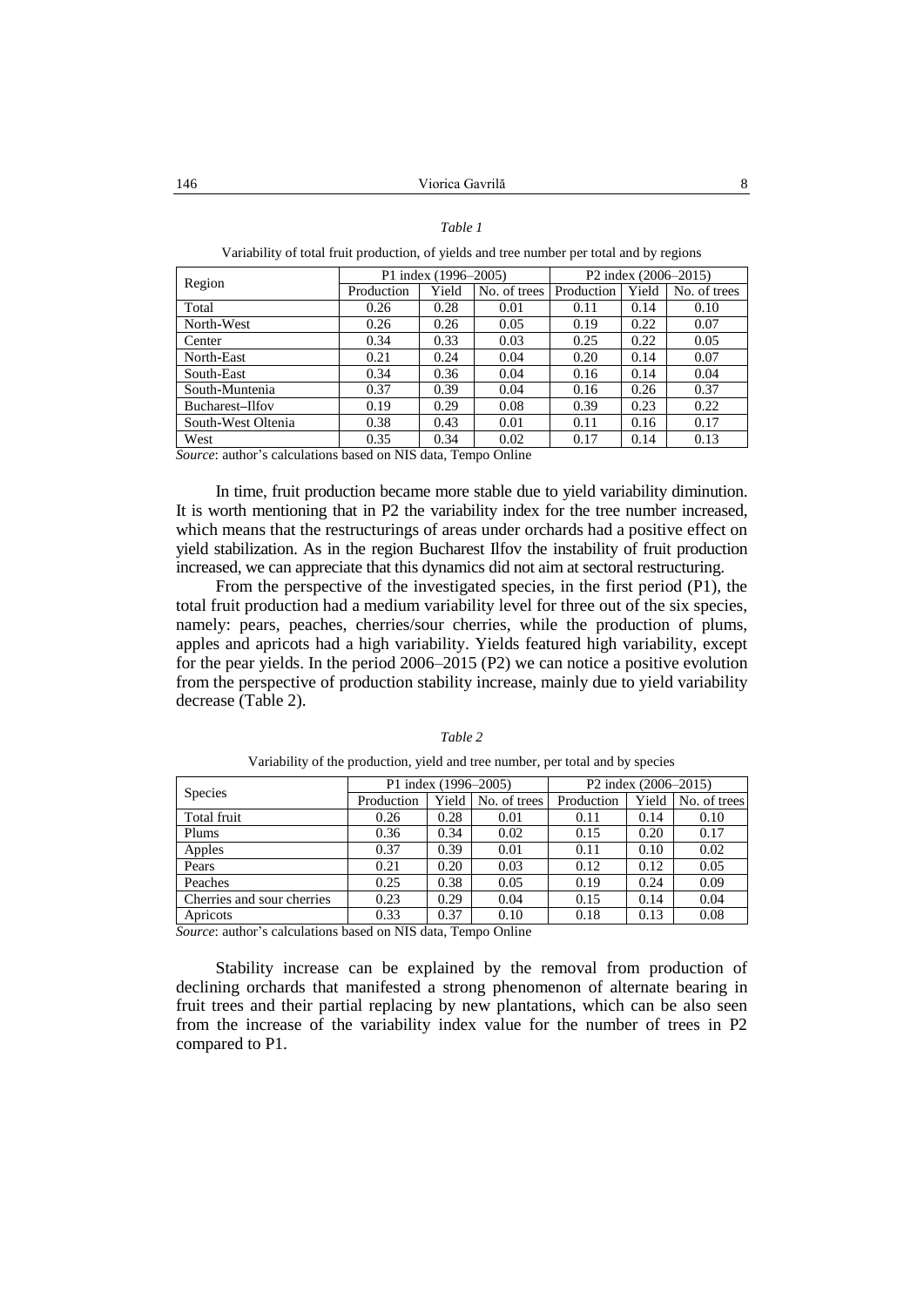*Table 1*

Variability of total fruit production, of yields and tree number per total and by regions

| Region | P1 index (1996–2005) | | | P2 index (2006–2015) | | |
|---|---|---|---|---|---|---|
| | Production | Yield | No. of trees | Production | Yield | No. of trees |
| Total | 0.26 | 0.28 | 0.01 | 0.11 | 0.14 | 0.10 |
| North-West | 0.26 | 0.26 | 0.05 | 0.19 | 0.22 | 0.07 |
| Center | 0.34 | 0.33 | 0.03 | 0.25 | 0.22 | 0.05 |
| North-East | 0.21 | 0.24 | 0.04 | 0.20 | 0.14 | 0.07 |
| South-East | 0.34 | 0.36 | 0.04 | 0.16 | 0.14 | 0.04 |
| South-Muntenia | 0.37 | 0.39 | 0.04 | 0.16 | 0.26 | 0.37 |
| Bucharest–Ilfov | 0.19 | 0.29 | 0.08 | 0.39 | 0.23 | 0.22 |
| South-West Oltenia | 0.38 | 0.43 | 0.01 | 0.11 | 0.16 | 0.17 |
| West | 0.35 | 0.34 | 0.02 | 0.17 | 0.14 | 0.13 |

*Source*: author's calculations based on NIS data, Tempo Online

In time, fruit production became more stable due to yield variability diminution. It is worth mentioning that in P2 the variability index for the tree number increased, which means that the restructurings of areas under orchards had a positive effect on yield stabilization. As in the region Bucharest Ilfov the instability of fruit production increased, we can appreciate that this dynamics did not aim at sectoral restructuring.

From the perspective of the investigated species, in the first period (P1), the total fruit production had a medium variability level for three out of the six species, namely: pears, peaches, cherries/sour cherries, while the production of plums, apples and apricots had a high variability. Yields featured high variability, except for the pear yields. In the period 2006–2015 (P2) we can notice a positive evolution from the perspective of production stability increase, mainly due to yield variability decrease (Table 2).

*Table 2*

Variability of the production, yield and tree number, per total and by species

| Species | P1 index (1996–2005) | | | P2 index (2006–2015) | | |
|---|---|---|---|---|---|---|
| | Production | Yield | No. of trees | Production | Yield | No. of trees |
| Total fruit | 0.26 | 0.28 | 0.01 | 0.11 | 0.14 | 0.10 |
| Plums | 0.36 | 0.34 | 0.02 | 0.15 | 0.20 | 0.17 |
| Apples | 0.37 | 0.39 | 0.01 | 0.11 | 0.10 | 0.02 |
| Pears | 0.21 | 0.20 | 0.03 | 0.12 | 0.12 | 0.05 |
| Peaches | 0.25 | 0.38 | 0.05 | 0.19 | 0.24 | 0.09 |
| Cherries and sour cherries | 0.23 | 0.29 | 0.04 | 0.15 | 0.14 | 0.04 |
| Apricots | 0.33 | 0.37 | 0.10 | 0.18 | 0.13 | 0.08 |

*Source*: author's calculations based on NIS data, Tempo Online

Stability increase can be explained by the removal from production of declining orchards that manifested a strong phenomenon of alternate bearing in fruit trees and their partial replacing by new plantations, which can be also seen from the increase of the variability index value for the number of trees in P2 compared to P1.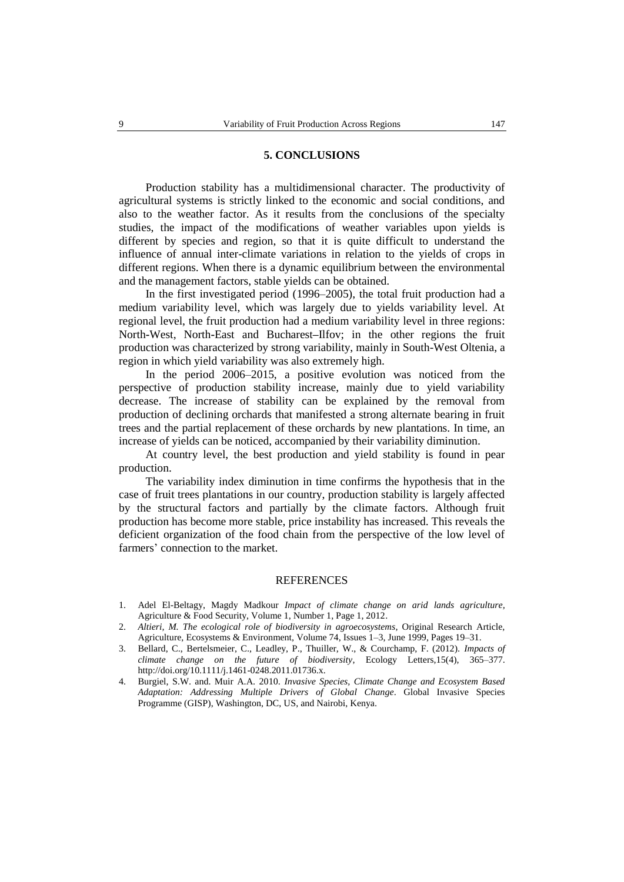## 5. CONCLUSIONS

Production stability has a multidimensional character. The productivity of agricultural systems is strictly linked to the economic and social conditions, and also to the weather factor. As it results from the conclusions of the specialty studies, the impact of the modifications of weather variables upon yields is different by species and region, so that it is quite difficult to understand the influence of annual inter-climate variations in relation to the yields of crops in different regions. When there is a dynamic equilibrium between the environmental and the management factors, stable yields can be obtained.

In the first investigated period (1996–2005), the total fruit production had a medium variability level, which was largely due to yields variability level. At regional level, the fruit production had a medium variability level in three regions: North-West, North-East and Bucharest–Ilfov; in the other regions the fruit production was characterized by strong variability, mainly in South-West Oltenia, a region in which yield variability was also extremely high.

In the period 2006–2015, a positive evolution was noticed from the perspective of production stability increase, mainly due to yield variability decrease. The increase of stability can be explained by the removal from production of declining orchards that manifested a strong alternate bearing in fruit trees and the partial replacement of these orchards by new plantations. In time, an increase of yields can be noticed, accompanied by their variability diminution.

At country level, the best production and yield stability is found in pear production.

The variability index diminution in time confirms the hypothesis that in the case of fruit trees plantations in our country, production stability is largely affected by the structural factors and partially by the climate factors. Although fruit production has become more stable, price instability has increased. This reveals the deficient organization of the food chain from the perspective of the low level of farmers' connection to the market.

## REFERENCES

1. Adel El-Beltagy, Magdy Madkour *Impact of climate change on arid lands agriculture*, Agriculture & Food Security, Volume 1, Number 1, Page 1, 2012.
2. *Altieri, M. The ecological role of biodiversity in agroecosystems*, Original Research Article, Agriculture, Ecosystems & Environment, Volume 74, Issues 1–3, June 1999, Pages 19–31.
3. Bellard, C., Bertelsmeier, C., Leadley, P., Thuiller, W., & Courchamp, F. (2012). *Impacts of climate change on the future of biodiversity*, Ecology Letters,15(4), 365–377. http://doi.org/10.1111/j.1461-0248.2011.01736.x.
4. Burgiel, S.W. and. Muir A.A. 2010. *Invasive Species, Climate Change and Ecosystem Based Adaptation: Addressing Multiple Drivers of Global Change*. Global Invasive Species Programme (GISP), Washington, DC, US, and Nairobi, Kenya.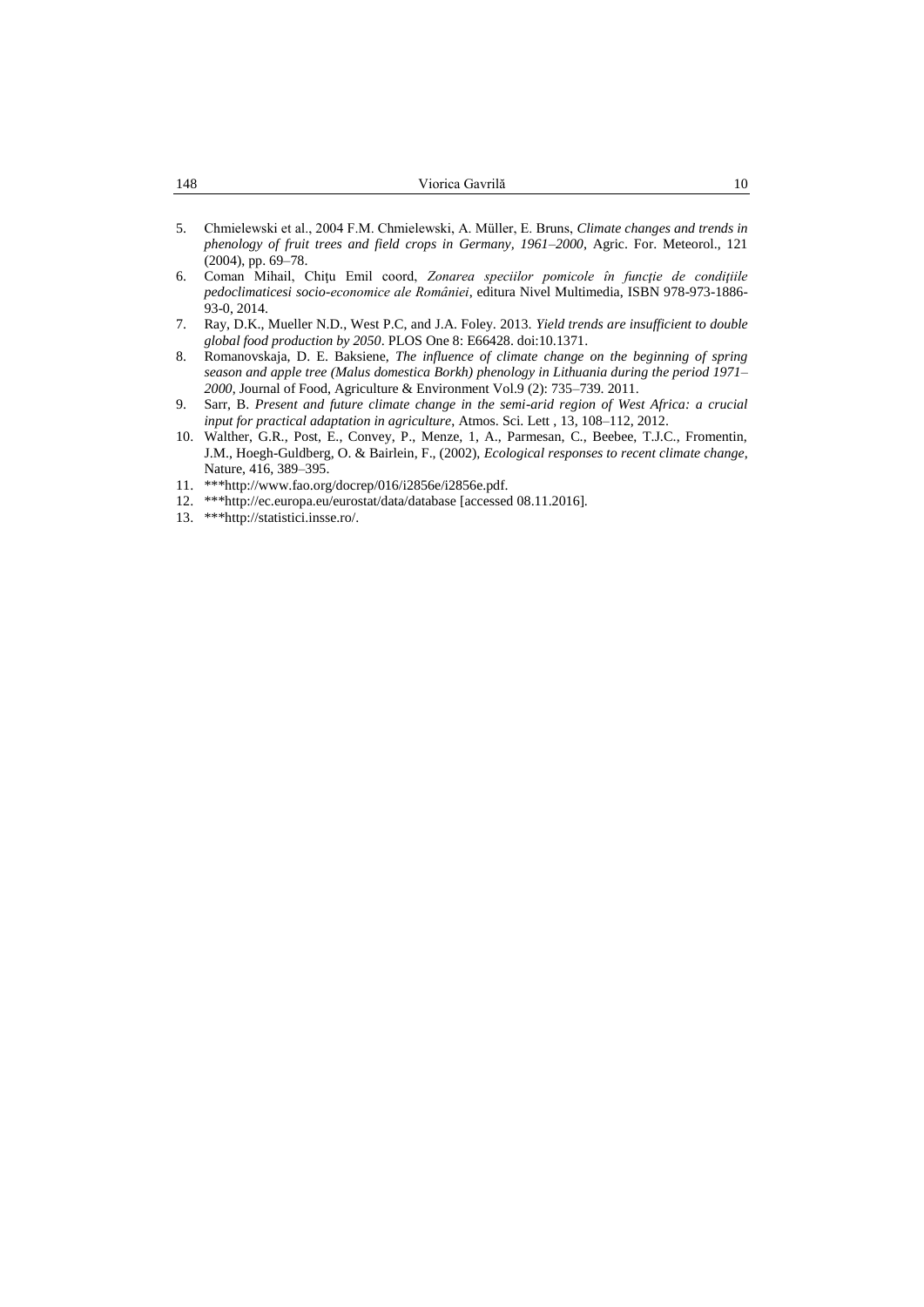5. Chmielewski et al., 2004 F.M. Chmielewski, A. Müller, E. Bruns, *Climate changes and trends in phenology of fruit trees and field crops in Germany, 1961–2000*, Agric. For. Meteorol., 121 (2004), pp. 69–78.
6. Coman Mihail, Chițu Emil coord, *Zonarea speciilor pomicole în funcţie de condiţiile pedoclimaticesi socio-economice ale României*, editura Nivel Multimedia, ISBN 978-973-1886-93-0, 2014.
7. Ray, D.K., Mueller N.D., West P.C, and J.A. Foley. 2013. *Yield trends are insufficient to double global food production by 2050*. PLOS One 8: E66428. doi:10.1371.
8. Romanovskaja, D. E. Baksiene, *The influence of climate change on the beginning of spring season and apple tree (Malus domestica Borkh) phenology in Lithuania during the period 1971–2000*, Journal of Food, Agriculture & Environment Vol.9 (2): 735–739. 2011.
9. Sarr, B. *Present and future climate change in the semi-arid region of West Africa: a crucial input for practical adaptation in agriculture*, Atmos. Sci. Lett , 13, 108–112, 2012.
10. Walther, G.R., Post, E., Convey, P., Menze, 1, A., Parmesan, C., Beebee, T.J.C., Fromentin, J.M., Hoegh-Guldberg, O. & Bairlein, F., (2002), *Ecological responses to recent climate change*, Nature, 416, 389–395.
11. ***http://www.fao.org/docrep/016/i2856e/i2856e.pdf.
12. ***http://ec.europa.eu/eurostat/data/database [accessed 08.11.2016].
13. ***http://statistici.insse.ro/.